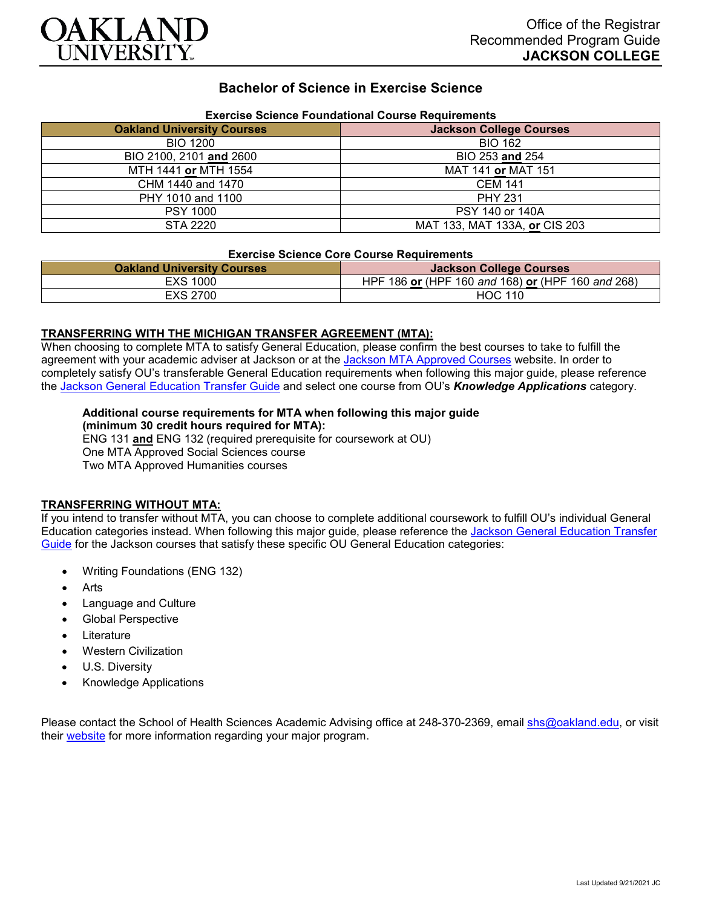OAKLAND UNIVERSITY

Office of the Registrar
Recommended Program Guide
**JACKSON COLLEGE**

# Bachelor of Science in Exercise Science

**Exercise Science Foundational Course Requirements**

| Oakland University Courses | Jackson College Courses |
|---|---|
| BIO 1200 | BIO 162 |
| BIO 2100, 2101 **and** 2600 | BIO 253 **and** 254 |
| MTH 1441 **or** MTH 1554 | MAT 141 **or** MAT 151 |
| CHM 1440 and 1470 | CEM 141 |
| PHY 1010 and 1100 | PHY 231 |
| PSY 1000 | PSY 140 or 140A |
| STA 2220 | MAT 133, MAT 133A, **or** CIS 203 |

**Exercise Science Core Course Requirements**

| Oakland University Courses | Jackson College Courses |
|---|---|
| EXS 1000 | HPF 186 **or** (HPF 160 *and* 168) **or** (HPF 160 *and* 268) |
| EXS 2700 | HOC 110 |

## TRANSFERRING WITH THE MICHIGAN TRANSFER AGREEMENT (MTA):

When choosing to complete MTA to satisfy General Education, please confirm the best courses to take to fulfill the agreement with your academic adviser at Jackson or at the Jackson MTA Approved Courses website. In order to completely satisfy OU's transferable General Education requirements when following this major guide, please reference the Jackson General Education Transfer Guide and select one course from OU's ***Knowledge Applications*** category.

**Additional course requirements for MTA when following this major guide (minimum 30 credit hours required for MTA):**
ENG 131 **and** ENG 132 (required prerequisite for coursework at OU)
One MTA Approved Social Sciences course
Two MTA Approved Humanities courses

## TRANSFERRING WITHOUT MTA:

If you intend to transfer without MTA, you can choose to complete additional coursework to fulfill OU's individual General Education categories instead. When following this major guide, please reference the Jackson General Education Transfer Guide for the Jackson courses that satisfy these specific OU General Education categories:

- Writing Foundations (ENG 132)
- Arts
- Language and Culture
- Global Perspective
- Literature
- Western Civilization
- U.S. Diversity
- Knowledge Applications

Please contact the School of Health Sciences Academic Advising office at 248-370-2369, email shs@oakland.edu, or visit their website for more information regarding your major program.

Last Updated 9/21/2021 JC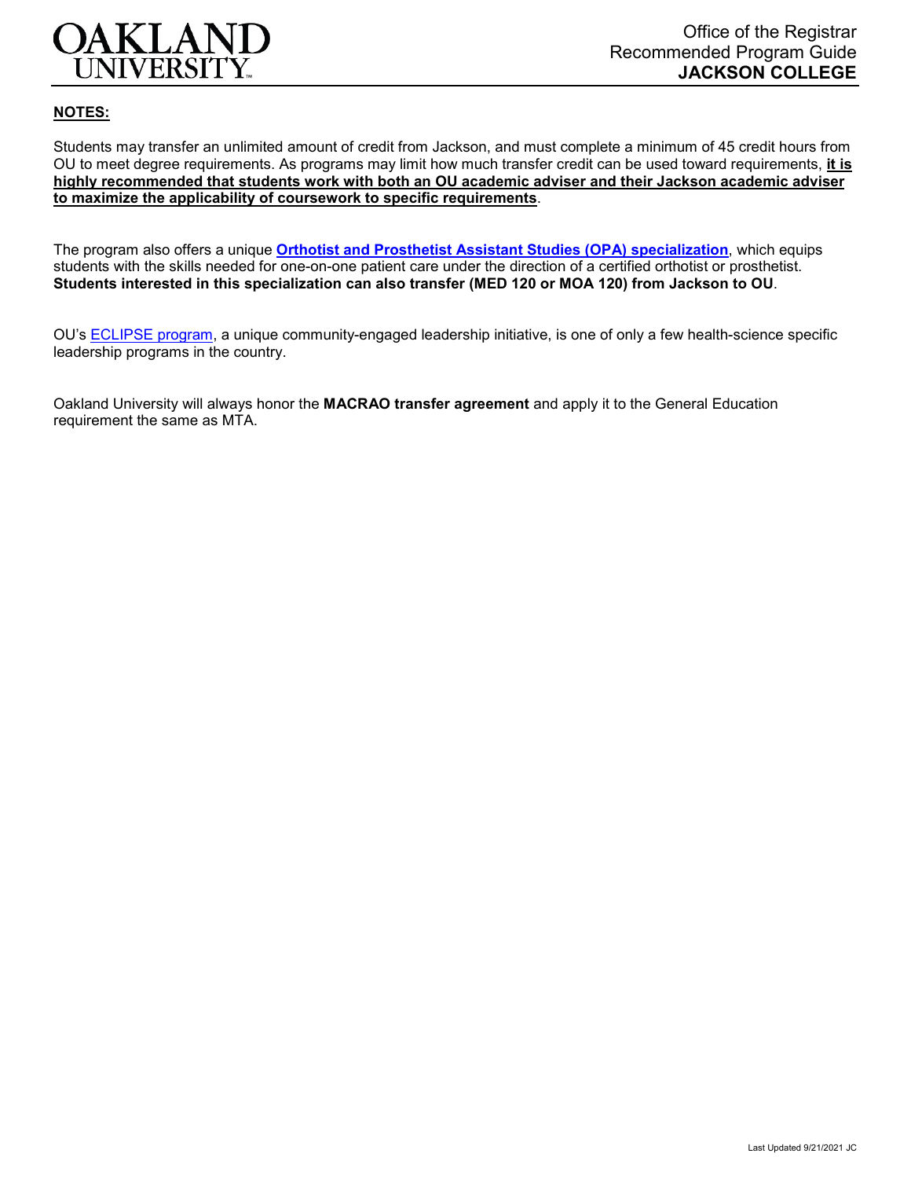**NOTES:**

Students may transfer an unlimited amount of credit from Jackson, and must complete a minimum of 45 credit hours from OU to meet degree requirements. As programs may limit how much transfer credit can be used toward requirements, **it is highly recommended that students work with both an OU academic adviser and their Jackson academic adviser to maximize the applicability of coursework to specific requirements**.

The program also offers a unique **Orthotist and Prosthetist Assistant Studies (OPA) specialization**, which equips students with the skills needed for one-on-one patient care under the direction of a certified orthotist or prosthetist. **Students interested in this specialization can also transfer (MED 120 or MOA 120) from Jackson to OU**.

OU's ECLIPSE program, a unique community-engaged leadership initiative, is one of only a few health-science specific leadership programs in the country.

Oakland University will always honor the **MACRAO transfer agreement** and apply it to the General Education requirement the same as MTA.